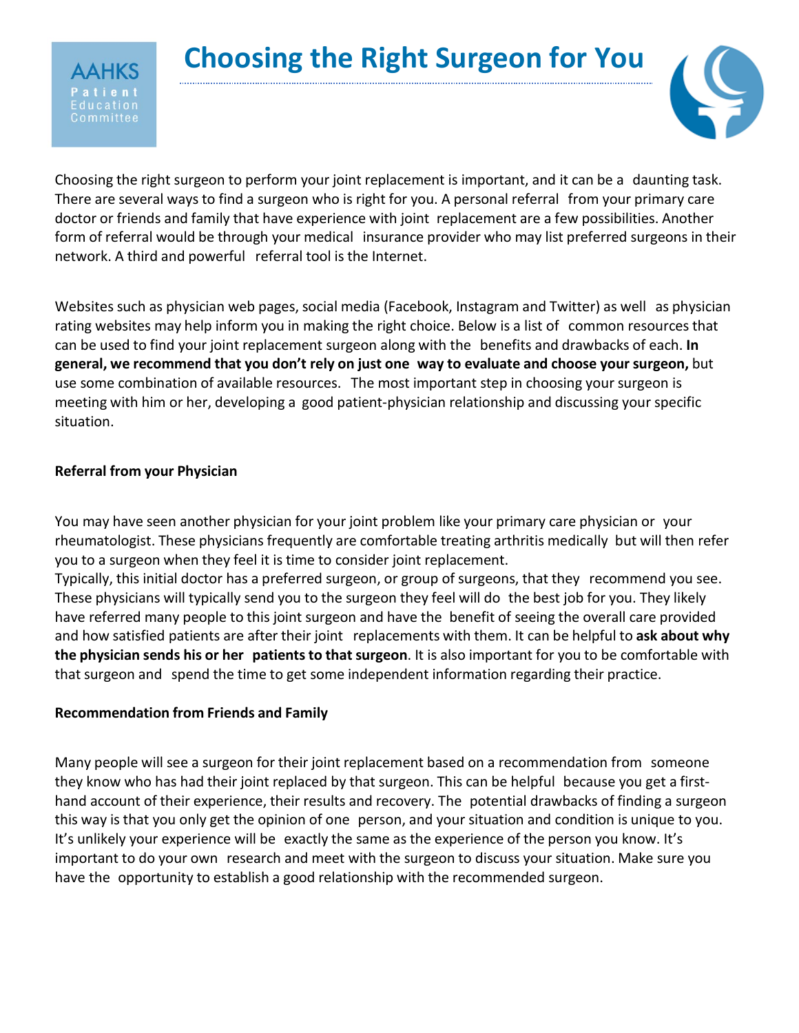AAHKS Patient Education Committee

# Choosing the Right Surgeon for You

Choosing the right surgeon to perform your joint replacement is important, and it can be a daunting task. There are several ways to find a surgeon who is right for you. A personal referral from your primary care doctor or friends and family that have experience with joint replacement are a few possibilities. Another form of referral would be through your medical insurance provider who may list preferred surgeons in their network. A third and powerful referral tool is the Internet.

Websites such as physician web pages, social media (Facebook, Instagram and Twitter) as well as physician rating websites may help inform you in making the right choice. Below is a list of common resources that can be used to find your joint replacement surgeon along with the benefits and drawbacks of each. **In general, we recommend that you don't rely on just one way to evaluate and choose your surgeon,** but use some combination of available resources. The most important step in choosing your surgeon is meeting with him or her, developing a good patient-physician relationship and discussing your specific situation.

**Referral from your Physician**

You may have seen another physician for your joint problem like your primary care physician or your rheumatologist. These physicians frequently are comfortable treating arthritis medically but will then refer you to a surgeon when they feel it is time to consider joint replacement.
Typically, this initial doctor has a preferred surgeon, or group of surgeons, that they recommend you see. These physicians will typically send you to the surgeon they feel will do the best job for you. They likely have referred many people to this joint surgeon and have the benefit of seeing the overall care provided and how satisfied patients are after their joint replacements with them. It can be helpful to **ask about why the physician sends his or her patients to that surgeon**. It is also important for you to be comfortable with that surgeon and spend the time to get some independent information regarding their practice.

**Recommendation from Friends and Family**

Many people will see a surgeon for their joint replacement based on a recommendation from someone they know who has had their joint replaced by that surgeon. This can be helpful because you get a first-hand account of their experience, their results and recovery. The potential drawbacks of finding a surgeon this way is that you only get the opinion of one person, and your situation and condition is unique to you. It's unlikely your experience will be exactly the same as the experience of the person you know. It's important to do your own research and meet with the surgeon to discuss your situation. Make sure you have the opportunity to establish a good relationship with the recommended surgeon.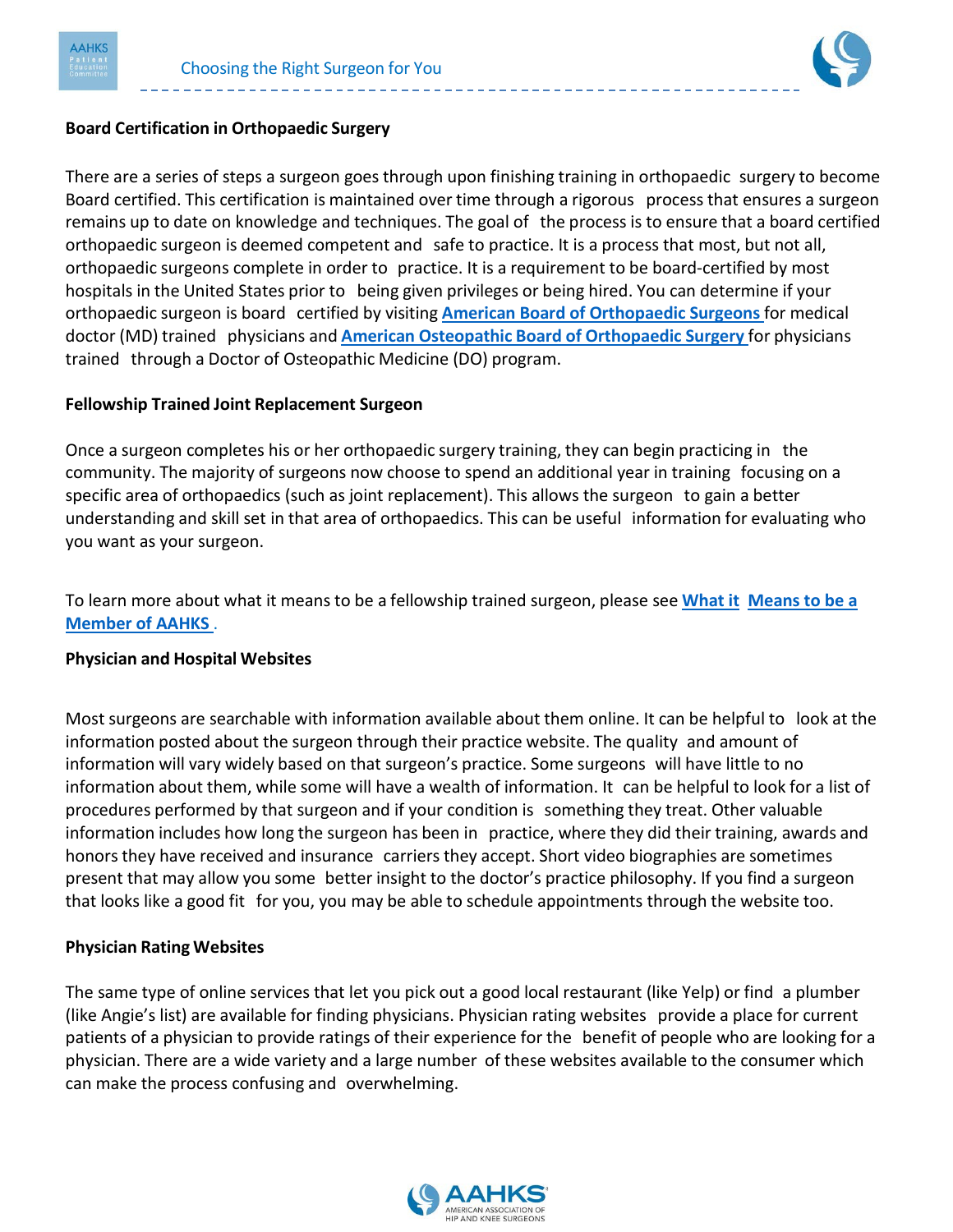**Board Certification in Orthopaedic Surgery**

There are a series of steps a surgeon goes through upon finishing training in orthopaedic surgery to become Board certified. This certification is maintained over time through a rigorous process that ensures a surgeon remains up to date on knowledge and techniques. The goal of the process is to ensure that a board certified orthopaedic surgeon is deemed competent and safe to practice. It is a process that most, but not all, orthopaedic surgeons complete in order to practice. It is a requirement to be board-certified by most hospitals in the United States prior to being given privileges or being hired. You can determine if your orthopaedic surgeon is board certified by visiting **American Board of Orthopaedic Surgeons** for medical doctor (MD) trained physicians and **American Osteopathic Board of Orthopaedic Surgery** for physicians trained through a Doctor of Osteopathic Medicine (DO) program.

**Fellowship Trained Joint Replacement Surgeon**

Once a surgeon completes his or her orthopaedic surgery training, they can begin practicing in the community. The majority of surgeons now choose to spend an additional year in training focusing on a specific area of orthopaedics (such as joint replacement). This allows the surgeon to gain a better understanding and skill set in that area of orthopaedics. This can be useful information for evaluating who you want as your surgeon.

To learn more about what it means to be a fellowship trained surgeon, please see **What it Means to be a Member of AAHKS** .

**Physician and Hospital Websites**

Most surgeons are searchable with information available about them online. It can be helpful to look at the information posted about the surgeon through their practice website. The quality and amount of information will vary widely based on that surgeon's practice. Some surgeons will have little to no information about them, while some will have a wealth of information. It can be helpful to look for a list of procedures performed by that surgeon and if your condition is something they treat. Other valuable information includes how long the surgeon has been in practice, where they did their training, awards and honors they have received and insurance carriers they accept. Short video biographies are sometimes present that may allow you some better insight to the doctor's practice philosophy. If you find a surgeon that looks like a good fit for you, you may be able to schedule appointments through the website too.

**Physician Rating Websites**

The same type of online services that let you pick out a good local restaurant (like Yelp) or find a plumber (like Angie's list) are available for finding physicians. Physician rating websites provide a place for current patients of a physician to provide ratings of their experience for the benefit of people who are looking for a physician. There are a wide variety and a large number of these websites available to the consumer which can make the process confusing and overwhelming.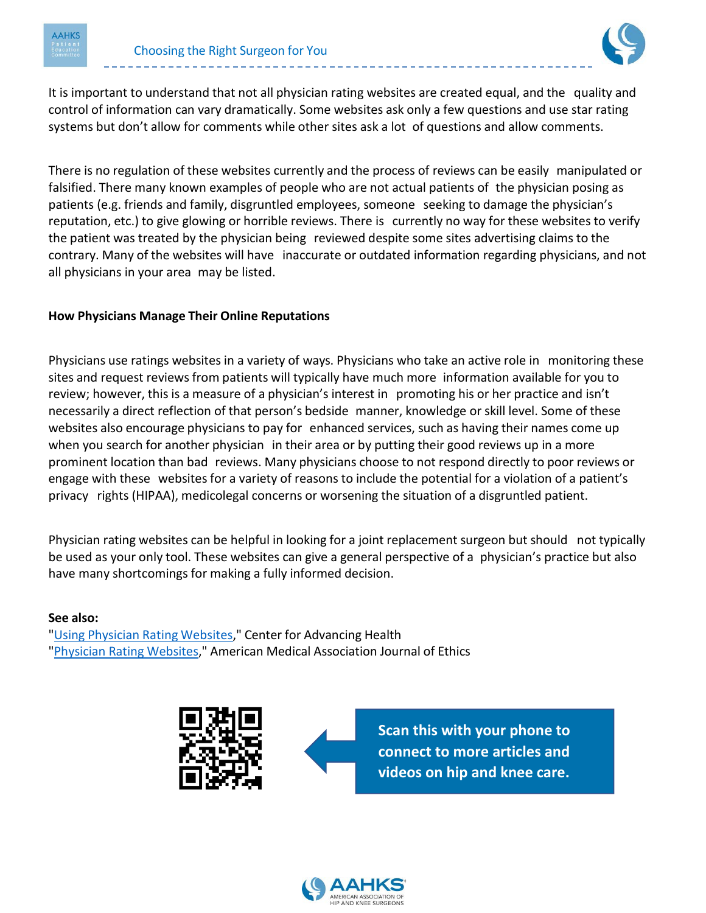It is important to understand that not all physician rating websites are created equal, and the quality and control of information can vary dramatically. Some websites ask only a few questions and use star rating systems but don't allow for comments while other sites ask a lot of questions and allow comments.

There is no regulation of these websites currently and the process of reviews can be easily manipulated or falsified. There many known examples of people who are not actual patients of the physician posing as patients (e.g. friends and family, disgruntled employees, someone seeking to damage the physician's reputation, etc.) to give glowing or horrible reviews. There is currently no way for these websites to verify the patient was treated by the physician being reviewed despite some sites advertising claims to the contrary. Many of the websites will have inaccurate or outdated information regarding physicians, and not all physicians in your area may be listed.

**How Physicians Manage Their Online Reputations**

Physicians use ratings websites in a variety of ways. Physicians who take an active role in monitoring these sites and request reviews from patients will typically have much more information available for you to review; however, this is a measure of a physician's interest in promoting his or her practice and isn't necessarily a direct reflection of that person's bedside manner, knowledge or skill level. Some of these websites also encourage physicians to pay for enhanced services, such as having their names come up when you search for another physician in their area or by putting their good reviews up in a more prominent location than bad reviews. Many physicians choose to not respond directly to poor reviews or engage with these websites for a variety of reasons to include the potential for a violation of a patient's privacy rights (HIPAA), medicolegal concerns or worsening the situation of a disgruntled patient.

Physician rating websites can be helpful in looking for a joint replacement surgeon but should not typically be used as your only tool. These websites can give a general perspective of a physician's practice but also have many shortcomings for making a fully informed decision.

**See also:**
"Using Physician Rating Websites," Center for Advancing Health
"Physician Rating Websites," American Medical Association Journal of Ethics

**Scan this with your phone to connect to more articles and videos on hip and knee care.**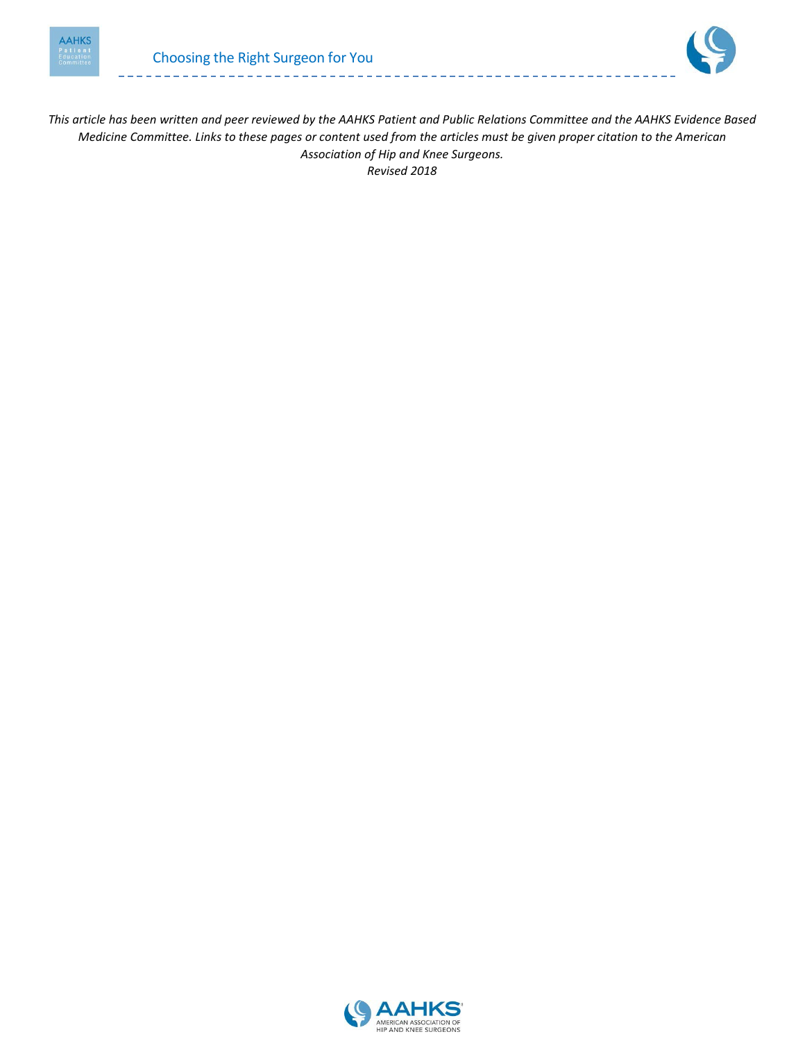*This article has been written and peer reviewed by the AAHKS Patient and Public Relations Committee and the AAHKS Evidence Based Medicine Committee. Links to these pages or content used from the articles must be given proper citation to the American Association of Hip and Knee Surgeons.*
*Revised 2018*